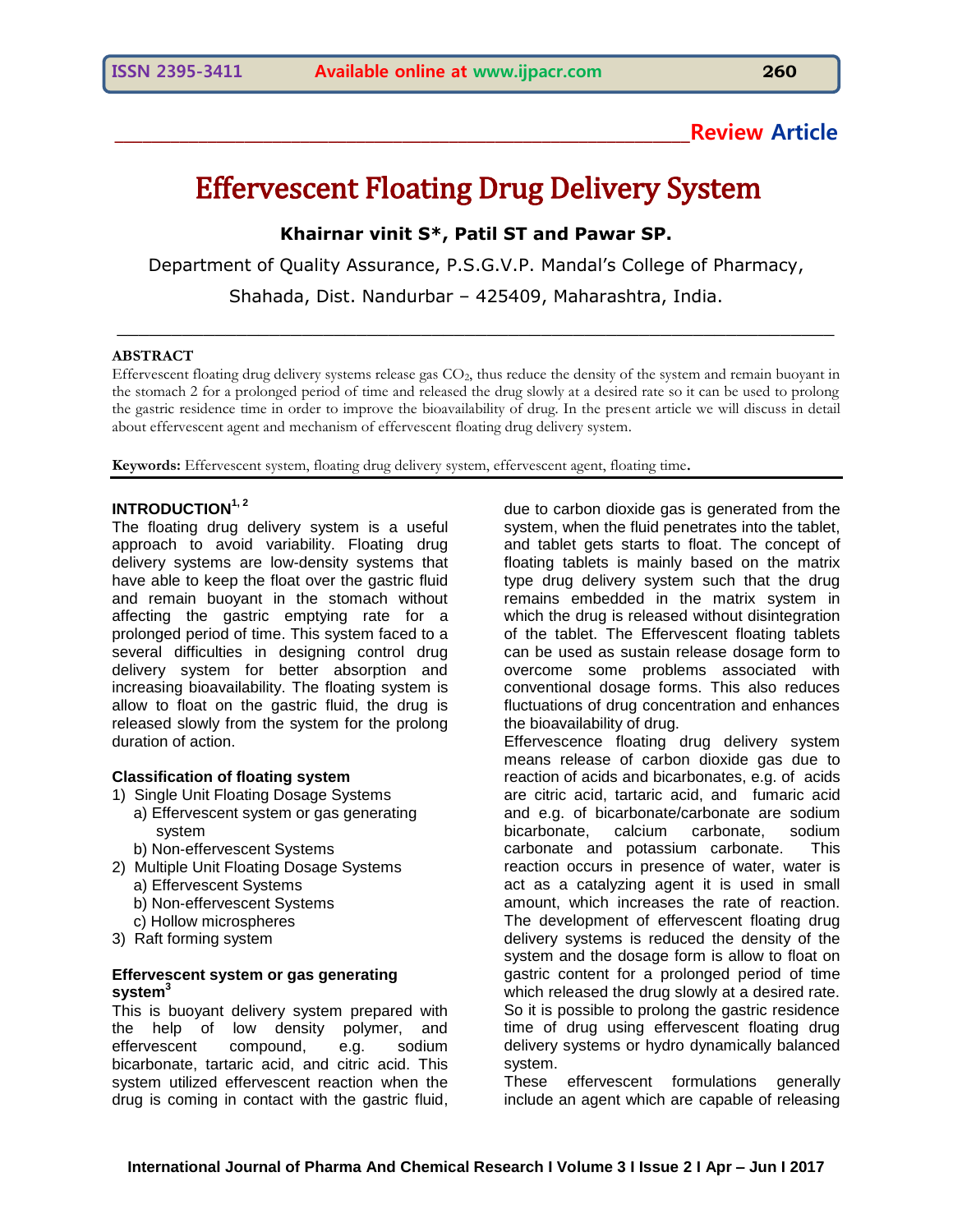Review Article

# Effervescent Floating Drug Delivery System

**Khairnar vinit S*, Patil ST and Pawar SP.**

Department of Quality Assurance, P.S.G.V.P. Mandal's College of Pharmacy, Shahada, Dist. Nandurbar – 425409, Maharashtra, India.

## ABSTRACT

Effervescent floating drug delivery systems release gas $CO_2$, thus reduce the density of the system and remain buoyant in the stomach 2 for a prolonged period of time and released the drug slowly at a desired rate so it can be used to prolong the gastric residence time in order to improve the bioavailability of drug. In the present article we will discuss in detail about effervescent agent and mechanism of effervescent floating drug delivery system.

**Keywords:** Effervescent system, floating drug delivery system, effervescent agent, floating time.

## INTRODUCTION[1, 2]

The floating drug delivery system is a useful approach to avoid variability. Floating drug delivery systems are low-density systems that have able to keep the float over the gastric fluid and remain buoyant in the stomach without affecting the gastric emptying rate for a prolonged period of time. This system faced to a several difficulties in designing control drug delivery system for better absorption and increasing bioavailability. The floating system is allow to float on the gastric fluid, the drug is released slowly from the system for the prolong duration of action.

### Classification of floating system

1) Single Unit Floating Dosage Systems
   a) Effervescent system or gas generating system
   b) Non-effervescent Systems
2) Multiple Unit Floating Dosage Systems
   a) Effervescent Systems
   b) Non-effervescent Systems
   c) Hollow microspheres
3) Raft forming system

### Effervescent system or gas generating system[3]

This is buoyant delivery system prepared with the help of low density polymer, and effervescent compound, e.g. sodium bicarbonate, tartaric acid, and citric acid. This system utilized effervescent reaction when the drug is coming in contact with the gastric fluid, due to carbon dioxide gas is generated from the system, when the fluid penetrates into the tablet, and tablet gets starts to float. The concept of floating tablets is mainly based on the matrix type drug delivery system such that the drug remains embedded in the matrix system in which the drug is released without disintegration of the tablet. The Effervescent floating tablets can be used as sustain release dosage form to overcome some problems associated with conventional dosage forms. This also reduces fluctuations of drug concentration and enhances the bioavailability of drug.

Effervescence floating drug delivery system means release of carbon dioxide gas due to reaction of acids and bicarbonates, e.g. of acids are citric acid, tartaric acid, and fumaric acid and e.g. of bicarbonate/carbonate are sodium bicarbonate, calcium carbonate, sodium carbonate and potassium carbonate. This reaction occurs in presence of water, water is act as a catalyzing agent it is used in small amount, which increases the rate of reaction. The development of effervescent floating drug delivery systems is reduced the density of the system and the dosage form is allow to float on gastric content for a prolonged period of time which released the drug slowly at a desired rate. So it is possible to prolong the gastric residence time of drug using effervescent floating drug delivery systems or hydro dynamically balanced system.

These effervescent formulations generally include an agent which are capable of releasing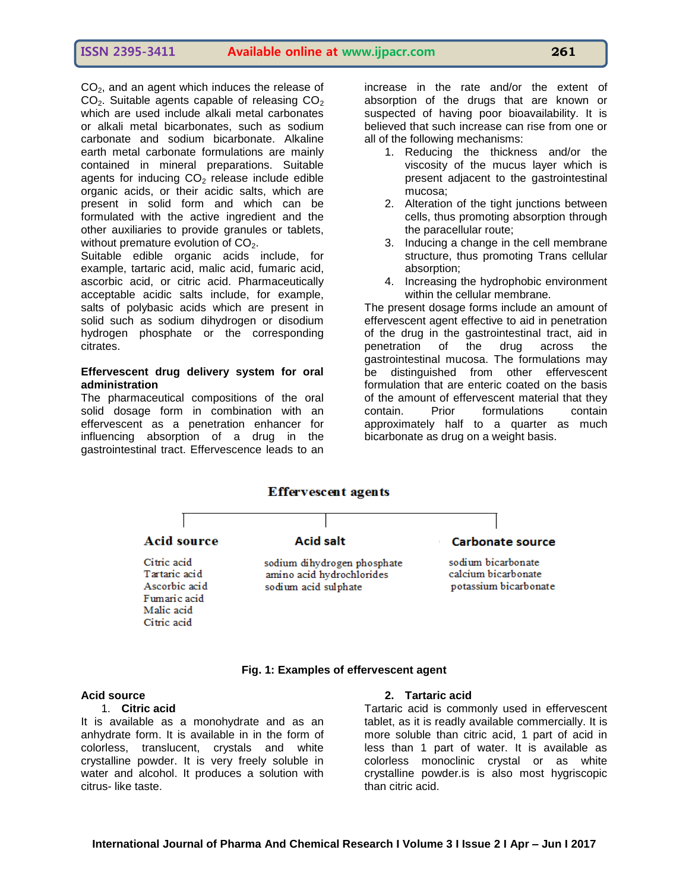$CO_2$, and an agent which induces the release of $CO_2$. Suitable agents capable of releasing $CO_2$ which are used include alkali metal carbonates or alkali metal bicarbonates, such as sodium carbonate and sodium bicarbonate. Alkaline earth metal carbonate formulations are mainly contained in mineral preparations. Suitable agents for inducing $CO_2$ release include edible organic acids, or their acidic salts, which are present in solid form and which can be formulated with the active ingredient and the other auxiliaries to provide granules or tablets, without premature evolution of $CO_2$.
Suitable edible organic acids include, for example, tartaric acid, malic acid, fumaric acid, ascorbic acid, or citric acid. Pharmaceutically acceptable acidic salts include, for example, salts of polybasic acids which are present in solid such as sodium dihydrogen or disodium hydrogen phosphate or the corresponding citrates.

**Effervescent drug delivery system for oral administration**

The pharmaceutical compositions of the oral solid dosage form in combination with an effervescent as a penetration enhancer for influencing absorption of a drug in the gastrointestinal tract. Effervescence leads to an increase in the rate and/or the extent of absorption of the drugs that are known or suspected of having poor bioavailability. It is believed that such increase can rise from one or all of the following mechanisms:

1. Reducing the thickness and/or the viscosity of the mucus layer which is present adjacent to the gastrointestinal mucosa;
2. Alteration of the tight junctions between cells, thus promoting absorption through the paracellular route;
3. Inducing a change in the cell membrane structure, thus promoting Trans cellular absorption;
4. Increasing the hydrophobic environment within the cellular membrane.

The present dosage forms include an amount of effervescent agent effective to aid in penetration of the drug in the gastrointestinal tract, aid in penetration of the drug across the gastrointestinal mucosa. The formulations may be distinguished from other effervescent formulation that are enteric coated on the basis of the amount of effervescent material that they contain. Prior formulations contain approximately half to a quarter as much bicarbonate as drug on a weight basis.

**Effervescent agents**

| Acid source | Acid salt | Carbonate source |
|---|---|---|
| Citric acid | sodium dihydrogen phosphate | sodium bicarbonate |
| Tartaric acid | amino acid hydrochlorides | calcium bicarbonate |
| Ascorbic acid | sodium acid sulphate | potassium bicarbonate |
| Fumaric acid | | |
| Malic acid | | |
| Citric acid | | |

**Fig. 1: Examples of effervescent agent**

**Acid source**

1. **Citric acid**

It is available as a monohydrate and as an anhydrate form. It is available in in the form of colorless, translucent, crystals and white crystalline powder. It is very freely soluble in water and alcohol. It produces a solution with citrus- like taste.

2. **Tartaric acid**

Tartaric acid is commonly used in effervescent tablet, as it is readily available commercially. It is more soluble than citric acid, 1 part of acid in less than 1 part of water. It is available as colorless monoclinic crystal or as white crystalline powder.is is also most hygriscopic than citric acid.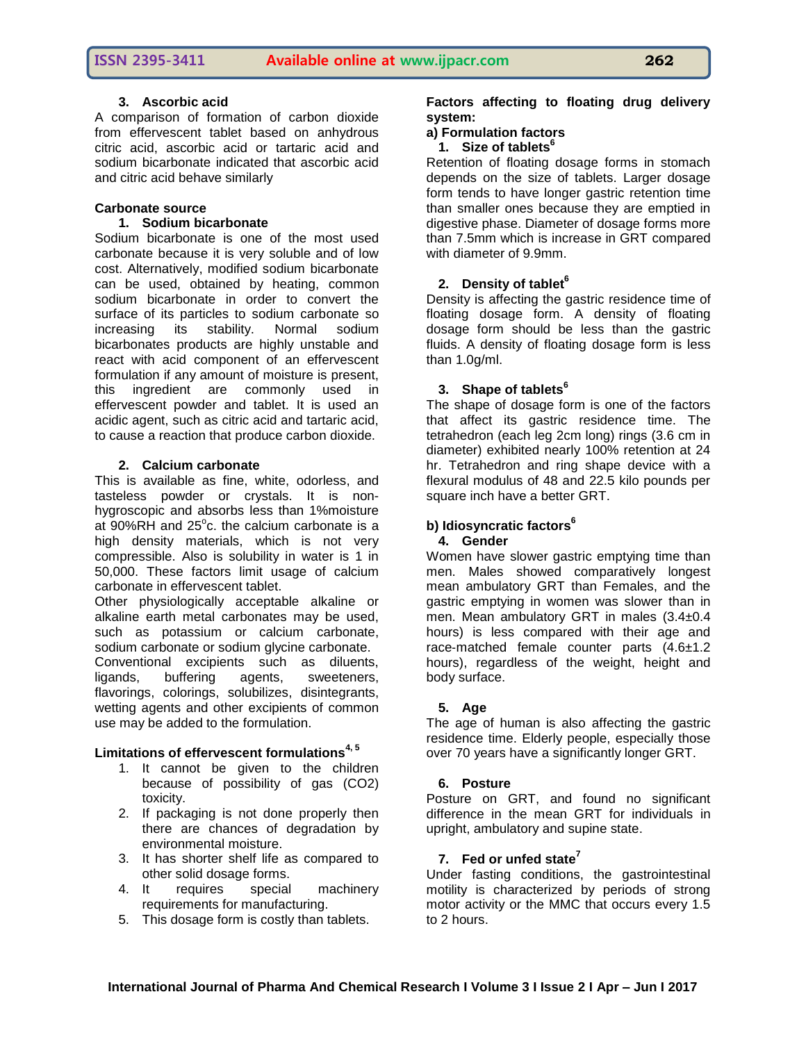### 3. Ascorbic acid

A comparison of formation of carbon dioxide from effervescent tablet based on anhydrous citric acid, ascorbic acid or tartaric acid and sodium bicarbonate indicated that ascorbic acid and citric acid behave similarly

### Carbonate source

#### 1. Sodium bicarbonate

Sodium bicarbonate is one of the most used carbonate because it is very soluble and of low cost. Alternatively, modified sodium bicarbonate can be used, obtained by heating, common sodium bicarbonate in order to convert the surface of its particles to sodium carbonate so increasing its stability. Normal sodium bicarbonates products are highly unstable and react with acid component of an effervescent formulation if any amount of moisture is present, this ingredient are commonly used in effervescent powder and tablet. It is used an acidic agent, such as citric acid and tartaric acid, to cause a reaction that produce carbon dioxide.

#### 2. Calcium carbonate

This is available as fine, white, odorless, and tasteless powder or crystals. It is non-hygroscopic and absorbs less than 1%moisture at 90%RH and 25$^{o}$c. the calcium carbonate is a high density materials, which is not very compressible. Also is solubility in water is 1 in 50,000. These factors limit usage of calcium carbonate in effervescent tablet.

Other physiologically acceptable alkaline or alkaline earth metal carbonates may be used, such as potassium or calcium carbonate, sodium carbonate or sodium glycine carbonate. Conventional excipients such as diluents, ligands, buffering agents, sweeteners, flavorings, colorings, solubilizes, disintegrants, wetting agents and other excipients of common use may be added to the formulation.

### Limitations of effervescent formulations[4, 5]

1. It cannot be given to the children because of possibility of gas (CO2) toxicity.
2. If packaging is not done properly then there are chances of degradation by environmental moisture.
3. It has shorter shelf life as compared to other solid dosage forms.
4. It requires special machinery requirements for manufacturing.
5. This dosage form is costly than tablets.

### Factors affecting to floating drug delivery system:

#### a) Formulation factors

#### 1. Size of tablets[6]

Retention of floating dosage forms in stomach depends on the size of tablets. Larger dosage form tends to have longer gastric retention time than smaller ones because they are emptied in digestive phase. Diameter of dosage forms more than 7.5mm which is increase in GRT compared with diameter of 9.9mm.

#### 2. Density of tablet[6]

Density is affecting the gastric residence time of floating dosage form. A density of floating dosage form should be less than the gastric fluids. A density of floating dosage form is less than 1.0g/ml.

#### 3. Shape of tablets[6]

The shape of dosage form is one of the factors that affect its gastric residence time. The tetrahedron (each leg 2cm long) rings (3.6 cm in diameter) exhibited nearly 100% retention at 24 hr. Tetrahedron and ring shape device with a flexural modulus of 48 and 22.5 kilo pounds per square inch have a better GRT.

#### b) Idiosyncratic factors[6]

#### 4. Gender

Women have slower gastric emptying time than men. Males showed comparatively longest mean ambulatory GRT than Females, and the gastric emptying in women was slower than in men. Mean ambulatory GRT in males (3.4±0.4 hours) is less compared with their age and race-matched female counter parts (4.6±1.2 hours), regardless of the weight, height and body surface.

#### 5. Age

The age of human is also affecting the gastric residence time. Elderly people, especially those over 70 years have a significantly longer GRT.

#### 6. Posture

Posture on GRT, and found no significant difference in the mean GRT for individuals in upright, ambulatory and supine state.

#### 7. Fed or unfed state[7]

Under fasting conditions, the gastrointestinal motility is characterized by periods of strong motor activity or the MMC that occurs every 1.5 to 2 hours.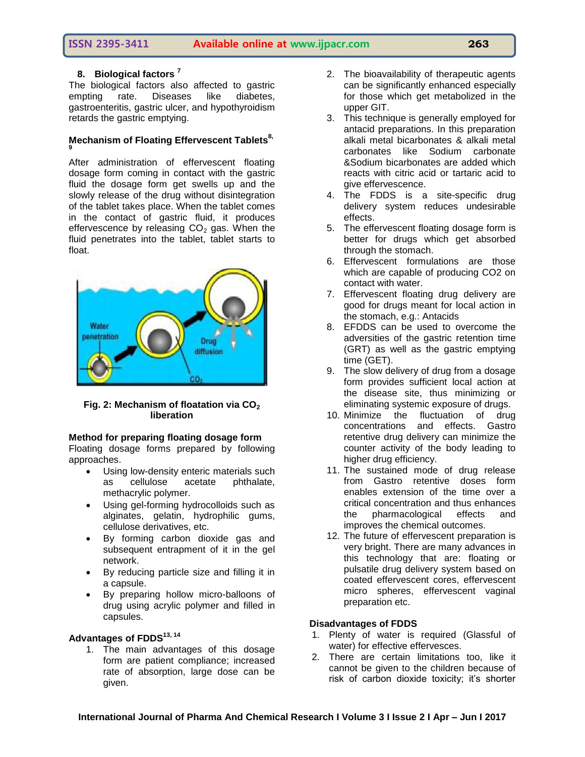### 8. Biological factors [7]

The biological factors also affected to gastric empting rate. Diseases like diabetes, gastroenteritis, gastric ulcer, and hypothyroidism retards the gastric emptying.

### Mechanism of Floating Effervescent Tablets[8, 9]

After administration of effervescent floating dosage form coming in contact with the gastric fluid the dosage form get swells up and the slowly release of the drug without disintegration of the tablet takes place. When the tablet comes in the contact of gastric fluid, it produces effervescence by releasing $CO_2$ gas. When the fluid penetrates into the tablet, tablet starts to float.

**Fig. 2: Mechanism of floatation via $CO_2$ liberation**

### Method for preparing floating dosage form

Floating dosage forms prepared by following approaches.

- Using low-density enteric materials such as cellulose acetate phthalate, methacrylic polymer.
- Using gel-forming hydrocolloids such as alginates, gelatin, hydrophilic gums, cellulose derivatives, etc.
- By forming carbon dioxide gas and subsequent entrapment of it in the gel network.
- By reducing particle size and filling it in a capsule.
- By preparing hollow micro-balloons of drug using acrylic polymer and filled in capsules.

### Advantages of FDDS[13, 14]

1. The main advantages of this dosage form are patient compliance; increased rate of absorption, large dose can be given.
2. The bioavailability of therapeutic agents can be significantly enhanced especially for those which get metabolized in the upper GIT.
3. This technique is generally employed for antacid preparations. In this preparation alkali metal bicarbonates & alkali metal carbonates like Sodium carbonate &Sodium bicarbonates are added which reacts with citric acid or tartaric acid to give effervescence.
4. The FDDS is a site-specific drug delivery system reduces undesirable effects.
5. The effervescent floating dosage form is better for drugs which get absorbed through the stomach.
6. Effervescent formulations are those which are capable of producing CO2 on contact with water.
7. Effervescent floating drug delivery are good for drugs meant for local action in the stomach, e.g.: Antacids
8. EFDDS can be used to overcome the adversities of the gastric retention time (GRT) as well as the gastric emptying time (GET).
9. The slow delivery of drug from a dosage form provides sufficient local action at the disease site, thus minimizing or eliminating systemic exposure of drugs.
10. Minimize the fluctuation of drug concentrations and effects. Gastro retentive drug delivery can minimize the counter activity of the body leading to higher drug efficiency.
11. The sustained mode of drug release from Gastro retentive doses form enables extension of the time over a critical concentration and thus enhances the pharmacological effects and improves the chemical outcomes.
12. The future of effervescent preparation is very bright. There are many advances in this technology that are: floating or pulsatile drug delivery system based on coated effervescent cores, effervescent micro spheres, effervescent vaginal preparation etc.

### Disadvantages of FDDS

1. Plenty of water is required (Glassful of water) for effective effervesces.
2. There are certain limitations too, like it cannot be given to the children because of risk of carbon dioxide toxicity; it's shorter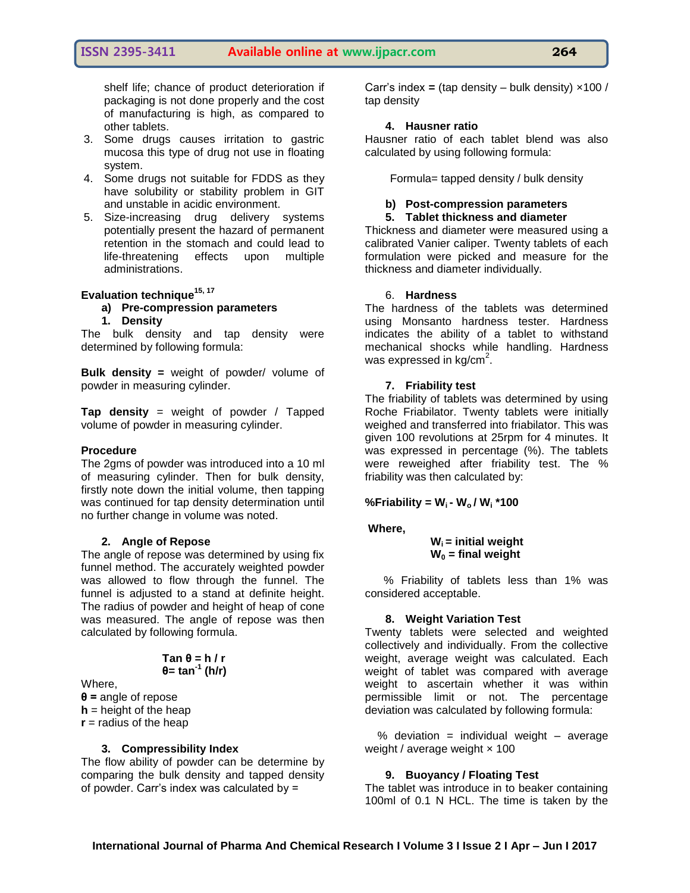shelf life; chance of product deterioration if packaging is not done properly and the cost of manufacturing is high, as compared to other tablets.

3. Some drugs causes irritation to gastric mucosa this type of drug not use in floating system.
4. Some drugs not suitable for FDDS as they have solubility or stability problem in GIT and unstable in acidic environment.
5. Size-increasing drug delivery systems potentially present the hazard of permanent retention in the stomach and could lead to life-threatening effects upon multiple administrations.

## Evaluation technique[15, 17]

### a) Pre-compression parameters

#### 1. Density

The bulk density and tap density were determined by following formula:

**Bulk density =** weight of powder/ volume of powder in measuring cylinder.

**Tap density** = weight of powder / Tapped volume of powder in measuring cylinder.

**Procedure**

The 2gms of powder was introduced into a 10 ml of measuring cylinder. Then for bulk density, firstly note down the initial volume, then tapping was continued for tap density determination until no further change in volume was noted.

#### 2. Angle of Repose

The angle of repose was determined by using fix funnel method. The accurately weighted powder was allowed to flow through the funnel. The funnel is adjusted to a stand at definite height. The radius of powder and height of heap of cone was measured. The angle of repose was then calculated by following formula.

$$\tan \theta = h / r$$

$$\theta = \tan^{-1} (h/r)$$

Where,

**θ =** angle of repose

**h** = height of the heap

**r** = radius of the heap

#### 3. Compressibility Index

The flow ability of powder can be determine by comparing the bulk density and tapped density of powder. Carr's index was calculated by =

Carr's index **=** (tap density – bulk density) ×100 / tap density

#### 4. Hausner ratio

Hausner ratio of each tablet blend was also calculated by using following formula:

Formula= tapped density / bulk density

### b) Post-compression parameters

#### 5. Tablet thickness and diameter

Thickness and diameter were measured using a calibrated Vanier caliper. Twenty tablets of each formulation were picked and measure for the thickness and diameter individually.

#### 6. Hardness

The hardness of the tablets was determined using Monsanto hardness tester. Hardness indicates the ability of a tablet to withstand mechanical shocks while handling. Hardness was expressed in kg/cm$^2$.

#### 7. Friability test

The friability of tablets was determined by using Roche Friabilator. Twenty tablets were initially weighed and transferred into friabilator. This was given 100 revolutions at 25rpm for 4 minutes. It was expressed in percentage (%). The tablets were reweighed after friability test. The % friability was then calculated by:

**%Friability =** $W_i - W_o / W_i * 100$

**Where,**

**$W_i$ = initial weight**

**$W_0$ = final weight**

% Friability of tablets less than 1% was considered acceptable.

#### 8. Weight Variation Test

Twenty tablets were selected and weighted collectively and individually. From the collective weight, average weight was calculated. Each weight of tablet was compared with average weight to ascertain whether it was within permissible limit or not. The percentage deviation was calculated by following formula:

% deviation = individual weight – average weight / average weight × 100

#### 9. Buoyancy / Floating Test

The tablet was introduce in to beaker containing 100ml of 0.1 N HCL. The time is taken by the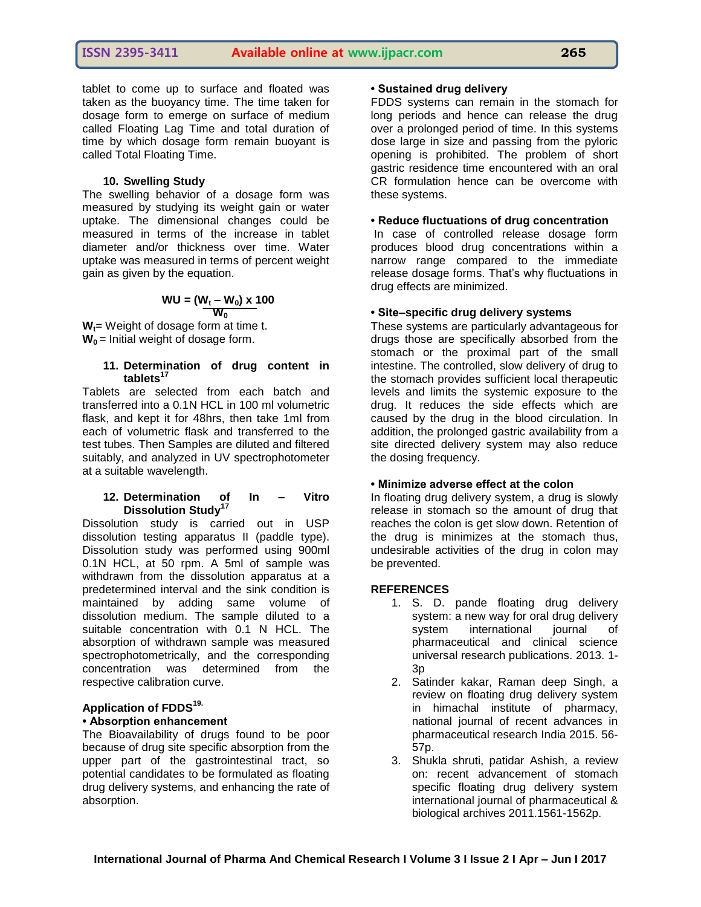tablet to come up to surface and floated was taken as the buoyancy time. The time taken for dosage form to emerge on surface of medium called Floating Lag Time and total duration of time by which dosage form remain buoyant is called Total Floating Time.

### 10. Swelling Study

The swelling behavior of a dosage form was measured by studying its weight gain or water uptake. The dimensional changes could be measured in terms of the increase in tablet diameter and/or thickness over time. Water uptake was measured in terms of percent weight gain as given by the equation.

$$WU = \frac{(W_t - W_0) \times 100}{W_0}$$

**$W_t$**= Weight of dosage form at time t.
**$W_0$** = Initial weight of dosage form.

### 11. Determination of drug content in tablets[17]

Tablets are selected from each batch and transferred into a 0.1N HCL in 100 ml volumetric flask, and kept it for 48hrs, then take 1ml from each of volumetric flask and transferred to the test tubes. Then Samples are diluted and filtered suitably, and analyzed in UV spectrophotometer at a suitable wavelength.

### 12. Determination of In – Vitro Dissolution Study[17]

Dissolution study is carried out in USP dissolution testing apparatus II (paddle type). Dissolution study was performed using 900ml 0.1N HCL, at 50 rpm. A 5ml of sample was withdrawn from the dissolution apparatus at a predetermined interval and the sink condition is maintained by adding same volume of dissolution medium. The sample diluted to a suitable concentration with 0.1 N HCL. The absorption of withdrawn sample was measured spectrophotometrically, and the corresponding concentration was determined from the respective calibration curve.

## Application of FDDS[19.]

**• Absorption enhancement**

The Bioavailability of drugs found to be poor because of drug site specific absorption from the upper part of the gastrointestinal tract, so potential candidates to be formulated as floating drug delivery systems, and enhancing the rate of absorption.

**• Sustained drug delivery**

FDDS systems can remain in the stomach for long periods and hence can release the drug over a prolonged period of time. In this systems dose large in size and passing from the pyloric opening is prohibited. The problem of short gastric residence time encountered with an oral CR formulation hence can be overcome with these systems.

**• Reduce fluctuations of drug concentration**

In case of controlled release dosage form produces blood drug concentrations within a narrow range compared to the immediate release dosage forms. That's why fluctuations in drug effects are minimized.

**• Site–specific drug delivery systems**

These systems are particularly advantageous for drugs those are specifically absorbed from the stomach or the proximal part of the small intestine. The controlled, slow delivery of drug to the stomach provides sufficient local therapeutic levels and limits the systemic exposure to the drug. It reduces the side effects which are caused by the drug in the blood circulation. In addition, the prolonged gastric availability from a site directed delivery system may also reduce the dosing frequency.

**• Minimize adverse effect at the colon**

In floating drug delivery system, a drug is slowly release in stomach so the amount of drug that reaches the colon is get slow down. Retention of the drug is minimizes at the stomach thus, undesirable activities of the drug in colon may be prevented.

## REFERENCES

1. S. D. pande floating drug delivery system: a new way for oral drug delivery system international journal of pharmaceutical and clinical science universal research publications. 2013. 1-3p
2. Satinder kakar, Raman deep Singh, a review on floating drug delivery system in himachal institute of pharmacy, national journal of recent advances in pharmaceutical research India 2015. 56-57p.
3. Shukla shruti, patidar Ashish, a review on: recent advancement of stomach specific floating drug delivery system international journal of pharmaceutical & biological archives 2011.1561-1562p.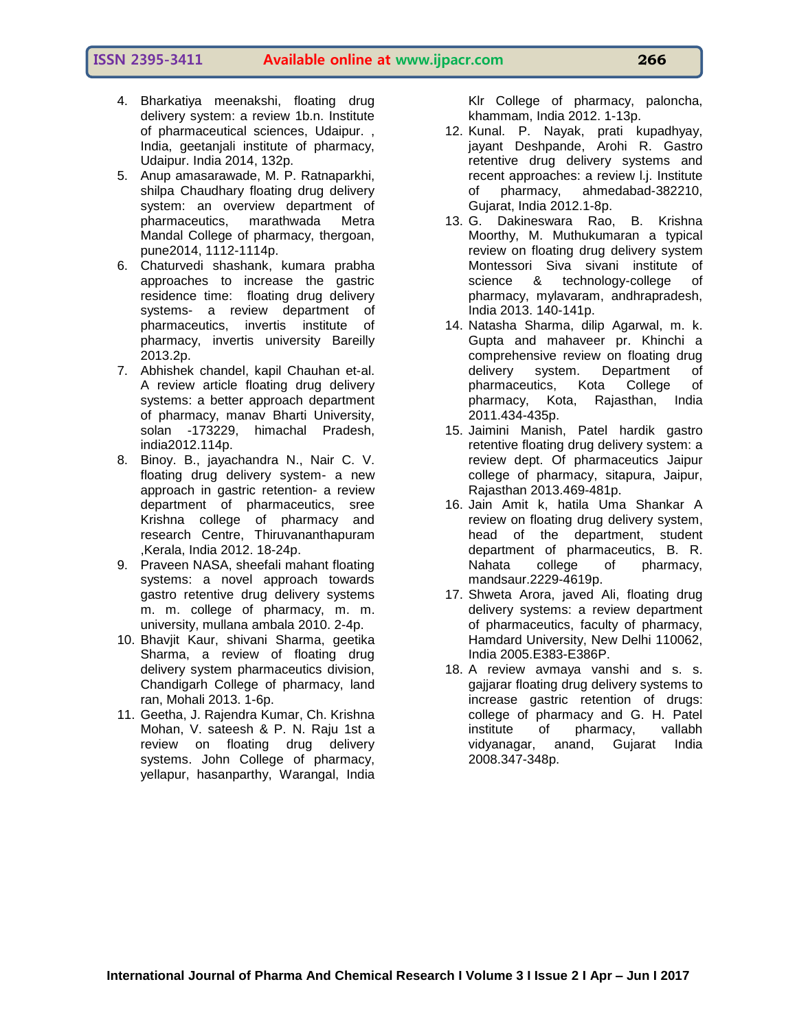4. Bharkatiya meenakshi, floating drug delivery system: a review 1b.n. Institute of pharmaceutical sciences, Udaipur. , India, geetanjali institute of pharmacy, Udaipur. India 2014, 132p.
5. Anup amasarawade, M. P. Ratnaparkhi, shilpa Chaudhary floating drug delivery system: an overview department of pharmaceutics, marathwada Metra Mandal College of pharmacy, thergoan, pune2014, 1112-1114p.
6. Chaturvedi shashank, kumara prabha approaches to increase the gastric residence time: floating drug delivery systems- a review department of pharmaceutics, invertis institute of pharmacy, invertis university Bareilly 2013.2p.
7. Abhishek chandel, kapil Chauhan et-al. A review article floating drug delivery systems: a better approach department of pharmacy, manav Bharti University, solan -173229, himachal Pradesh, india2012.114p.
8. Binoy. B., jayachandra N., Nair C. V. floating drug delivery system- a new approach in gastric retention- a review department of pharmaceutics, sree Krishna college of pharmacy and research Centre, Thiruvananthapuram ,Kerala, India 2012. 18-24p.
9. Praveen NASA, sheefali mahant floating systems: a novel approach towards gastro retentive drug delivery systems m. m. college of pharmacy, m. m. university, mullana ambala 2010. 2-4p.
10. Bhavjit Kaur, shivani Sharma, geetika Sharma, a review of floating drug delivery system pharmaceutics division, Chandigarh College of pharmacy, land ran, Mohali 2013. 1-6p.
11. Geetha, J. Rajendra Kumar, Ch. Krishna Mohan, V. sateesh & P. N. Raju 1st a review on floating drug delivery systems. John College of pharmacy, yellapur, hasanparthy, Warangal, India Klr College of pharmacy, paloncha, khammam, India 2012. 1-13p.
12. Kunal. P. Nayak, prati kupadhyay, jayant Deshpande, Arohi R. Gastro retentive drug delivery systems and recent approaches: a review l.j. Institute of pharmacy, ahmedabad-382210, Gujarat, India 2012.1-8p.
13. G. Dakineswara Rao, B. Krishna Moorthy, M. Muthukumaran a typical review on floating drug delivery system Montessori Siva sivani institute of science & technology-college of pharmacy, mylavaram, andhrapradesh, India 2013. 140-141p.
14. Natasha Sharma, dilip Agarwal, m. k. Gupta and mahaveer pr. Khinchi a comprehensive review on floating drug delivery system. Department of pharmaceutics, Kota College of pharmacy, Kota, Rajasthan, India 2011.434-435p.
15. Jaimini Manish, Patel hardik gastro retentive floating drug delivery system: a review dept. Of pharmaceutics Jaipur college of pharmacy, sitapura, Jaipur, Rajasthan 2013.469-481p.
16. Jain Amit k, hatila Uma Shankar A review on floating drug delivery system, head of the department, student department of pharmaceutics, B. R. Nahata college of pharmacy, mandsaur.2229-4619p.
17. Shweta Arora, javed Ali, floating drug delivery systems: a review department of pharmaceutics, faculty of pharmacy, Hamdard University, New Delhi 110062, India 2005.E383-E386P.
18. A review avmaya vanshi and s. s. gajjarar floating drug delivery systems to increase gastric retention of drugs: college of pharmacy and G. H. Patel institute of pharmacy, vallabh vidyanagar, anand, Gujarat India 2008.347-348p.